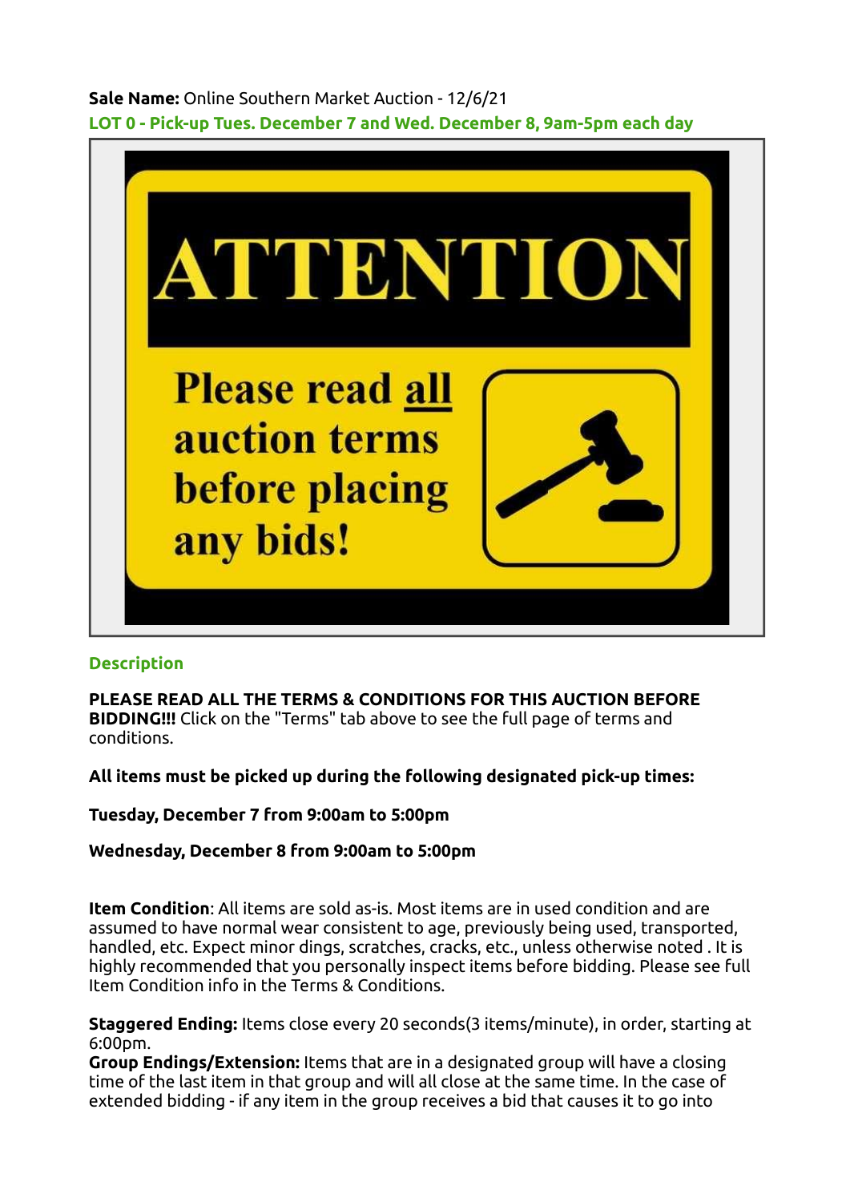**Sale Name:** Online Southern Market Auction - 12/6/21

**LOT 0 - Pick-up Tues. December 7 and Wed. December 8, 9am-5pm each day**

ATTENTION

Please read all auction terms before placing any bids!

## Description

**PLEASE READ ALL THE TERMS & CONDITIONS FOR THIS AUCTION BEFORE BIDDING!!!** Click on the "Terms" tab above to see the full page of terms and conditions.

**All items must be picked up during the following designated pick-up times:**

**Tuesday, December 7 from 9:00am to 5:00pm**

**Wednesday, December 8 from 9:00am to 5:00pm**

**Item Condition**: All items are sold as-is. Most items are in used condition and are assumed to have normal wear consistent to age, previously being used, transported, handled, etc. Expect minor dings, scratches, cracks, etc., unless otherwise noted . It is highly recommended that you personally inspect items before bidding. Please see full Item Condition info in the Terms & Conditions.

**Staggered Ending:** Items close every 20 seconds(3 items/minute), in order, starting at 6:00pm.
**Group Endings/Extension:** Items that are in a designated group will have a closing time of the last item in that group and will all close at the same time. In the case of extended bidding - if any item in the group receives a bid that causes it to go into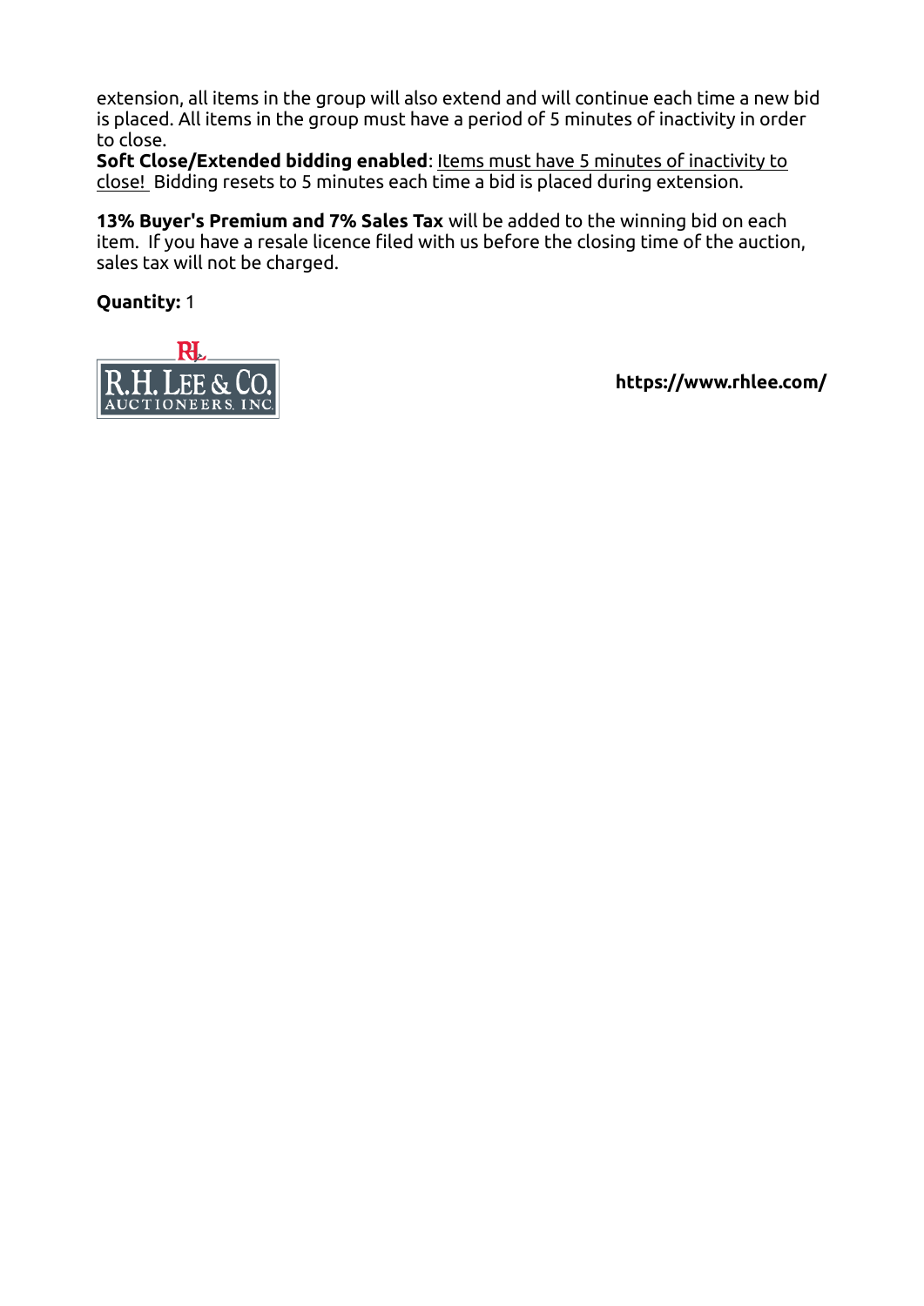extension, all items in the group will also extend and will continue each time a new bid is placed. All items in the group must have a period of 5 minutes of inactivity in order to close.
**Soft Close/Extended bidding enabled**: Items must have 5 minutes of inactivity to close! Bidding resets to 5 minutes each time a bid is placed during extension.

**13% Buyer's Premium and 7% Sales Tax** will be added to the winning bid on each item. If you have a resale licence filed with us before the closing time of the auction, sales tax will not be charged.

**Quantity:** 1

R.H. LEE & CO. AUCTIONEERS, INC.

**https://www.rhlee.com/**